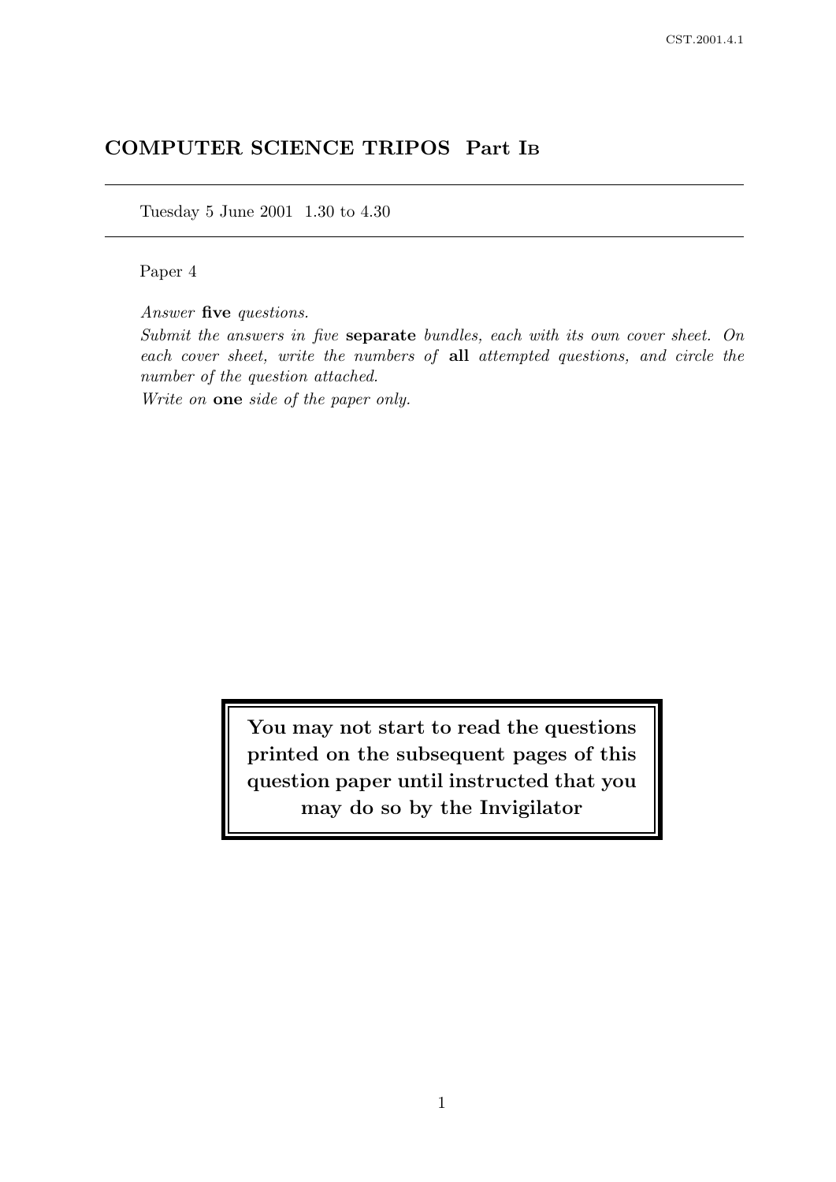# COMPUTER SCIENCE TRIPOS Part IB

Tuesday 5 June 2001 1.30 to 4.30

Paper 4

*Answer* **five** *questions.*

*Submit the answers in five* **separate** *bundles, each with its own cover sheet. On each cover sheet, write the numbers of* **all** *attempted questions, and circle the number of the question attached.*

*Write on* **one** *side of the paper only.*

**You may not start to read the questions printed on the subsequent pages of this question paper until instructed that you may do so by the Invigilator**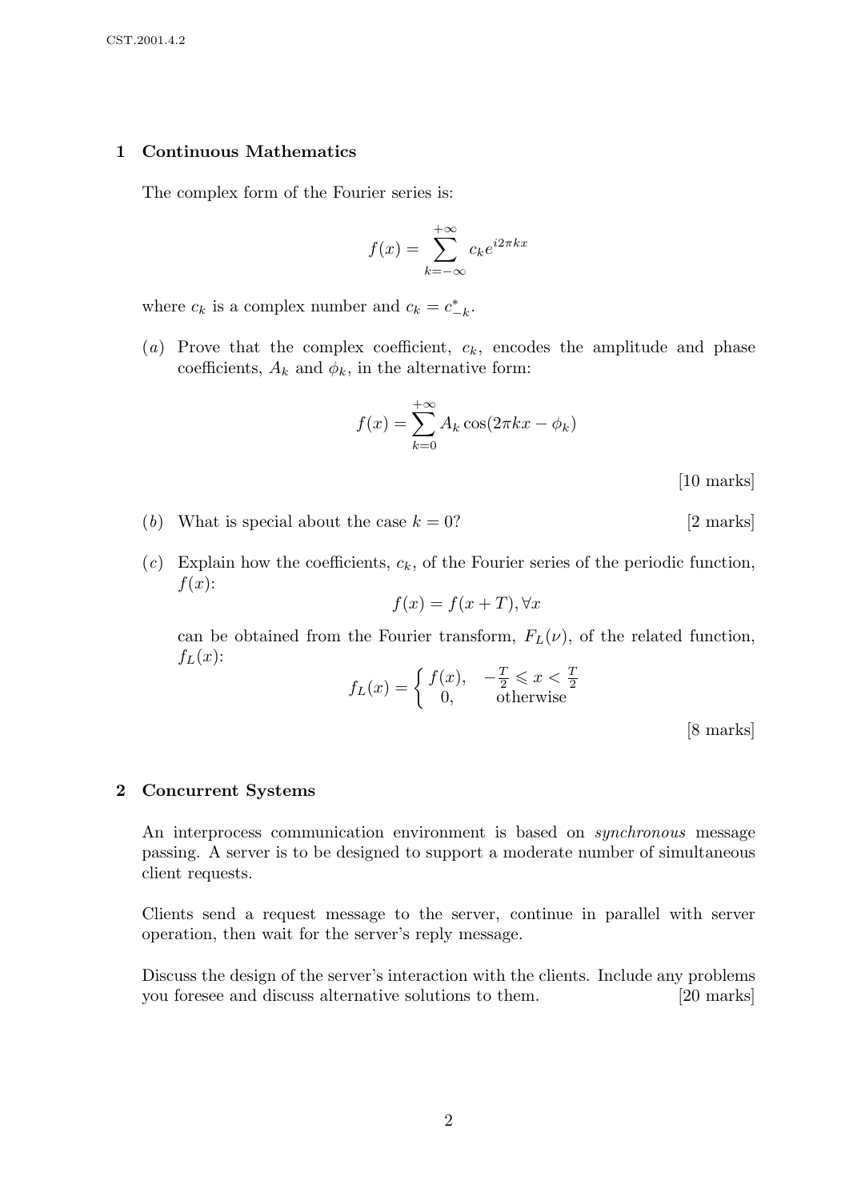## 1 Continuous Mathematics

The complex form of the Fourier series is:

$$f(x) = \sum_{k=-\infty}^{+\infty} c_k e^{i2\pi kx}$$

where $c_k$ is a complex number and $c_k = c^*_{-k}$.

(*a*) Prove that the complex coefficient, $c_k$, encodes the amplitude and phase coefficients, $A_k$ and $\phi_k$, in the alternative form:

$$f(x) = \sum_{k=0}^{+\infty} A_k \cos(2\pi kx - \phi_k)$$

[10 marks]

(*b*) What is special about the case $k = 0$? [2 marks]

(*c*) Explain how the coefficients, $c_k$, of the Fourier series of the periodic function, $f(x)$:

$$f(x) = f(x + T), \forall x$$

can be obtained from the Fourier transform, $F_L(\nu)$, of the related function, $f_L(x)$:

$$f_L(x) = \begin{cases} f(x), & -\frac{T}{2} \leqslant x < \frac{T}{2} \\ 0, & \text{otherwise} \end{cases}$$

[8 marks]

## 2 Concurrent Systems

An interprocess communication environment is based on *synchronous* message passing. A server is to be designed to support a moderate number of simultaneous client requests.

Clients send a request message to the server, continue in parallel with server operation, then wait for the server's reply message.

Discuss the design of the server's interaction with the clients. Include any problems you foresee and discuss alternative solutions to them. [20 marks]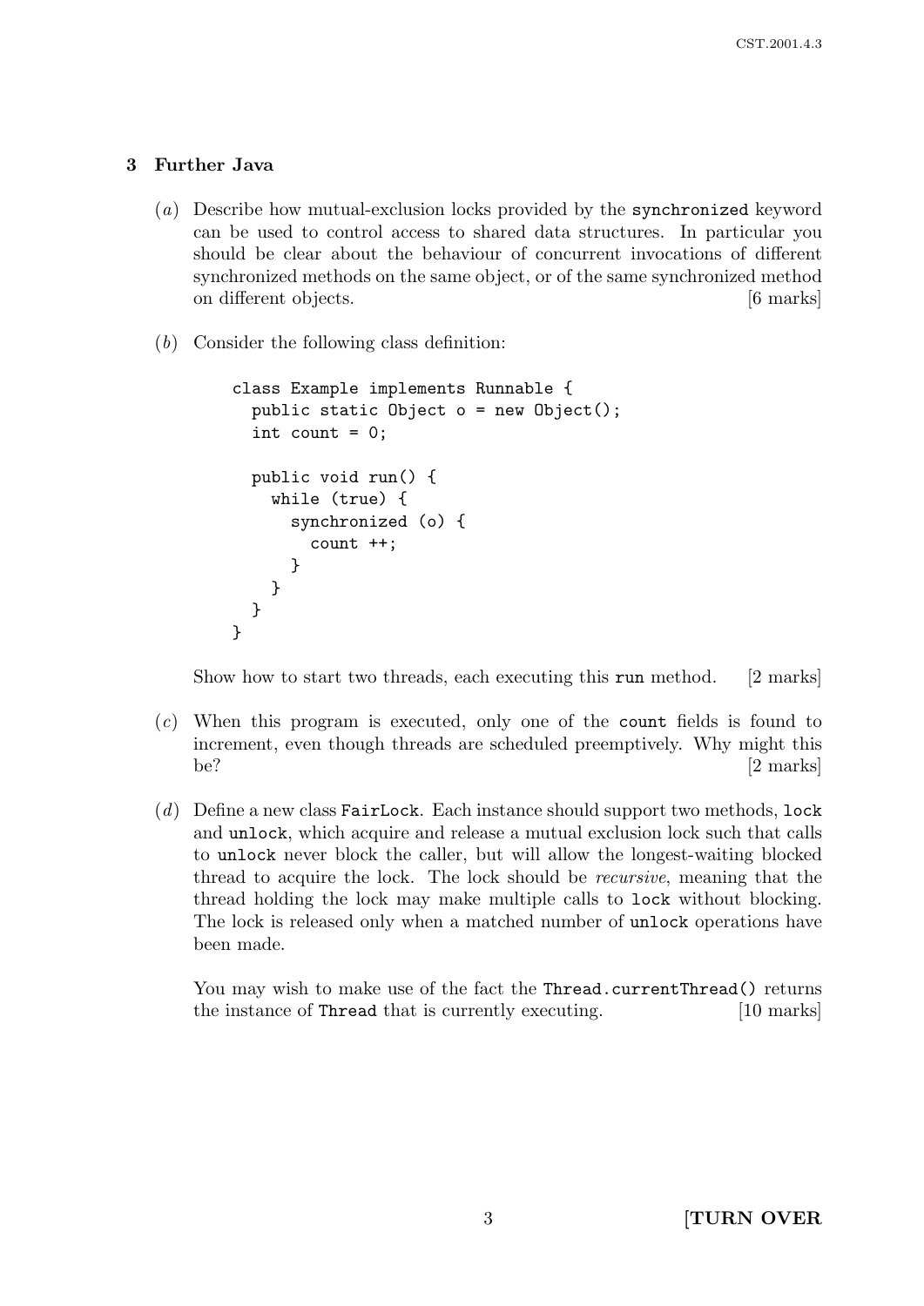## 3 Further Java

(*a*) Describe how mutual-exclusion locks provided by the `synchronized` keyword can be used to control access to shared data structures. In particular you should be clear about the behaviour of concurrent invocations of different synchronized methods on the same object, or of the same synchronized method on different objects. [6 marks]

(*b*) Consider the following class definition:

```
class Example implements Runnable {
  public static Object o = new Object();
  int count = 0;

  public void run() {
    while (true) {
      synchronized (o) {
        count ++;
      }
    }
  }
}
```

Show how to start two threads, each executing this `run` method. [2 marks]

(*c*) When this program is executed, only one of the `count` fields is found to increment, even though threads are scheduled preemptively. Why might this be? [2 marks]

(*d*) Define a new class `FairLock`. Each instance should support two methods, `lock` and `unlock`, which acquire and release a mutual exclusion lock such that calls to `unlock` never block the caller, but will allow the longest-waiting blocked thread to acquire the lock. The lock should be *recursive*, meaning that the thread holding the lock may make multiple calls to `lock` without blocking. The lock is released only when a matched number of `unlock` operations have been made.

You may wish to make use of the fact the `Thread.currentThread()` returns the instance of `Thread` that is currently executing. [10 marks]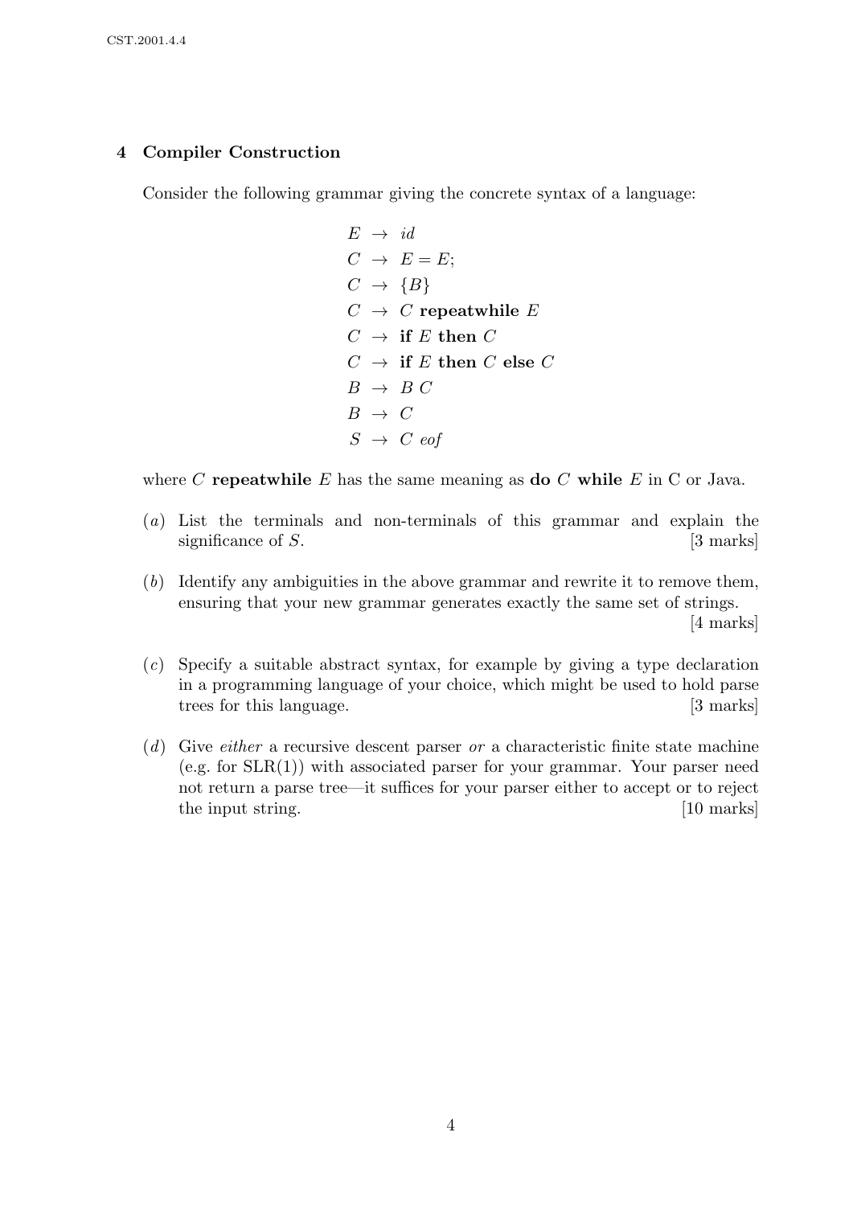## 4 Compiler Construction

Consider the following grammar giving the concrete syntax of a language:

$$
\begin{aligned}
E &\rightarrow id \\
C &\rightarrow E = E; \\
C &\rightarrow \{B\} \\
C &\rightarrow C \ \textbf{repeatwhile} \ E \\
C &\rightarrow \textbf{if} \ E \ \textbf{then} \ C \\
C &\rightarrow \textbf{if} \ E \ \textbf{then} \ C \ \textbf{else} \ C \\
B &\rightarrow B \ C \\
B &\rightarrow C \\
S &\rightarrow C \ eof
\end{aligned}
$$

where $C$ **repeatwhile** $E$ has the same meaning as **do** $C$ **while** $E$ in C or Java.

(*a*) List the terminals and non-terminals of this grammar and explain the significance of $S$. [3 marks]

(*b*) Identify any ambiguities in the above grammar and rewrite it to remove them, ensuring that your new grammar generates exactly the same set of strings. [4 marks]

(*c*) Specify a suitable abstract syntax, for example by giving a type declaration in a programming language of your choice, which might be used to hold parse trees for this language. [3 marks]

(*d*) Give *either* a recursive descent parser *or* a characteristic finite state machine (e.g. for SLR(1)) with associated parser for your grammar. Your parser need not return a parse tree—it suffices for your parser either to accept or to reject the input string. [10 marks]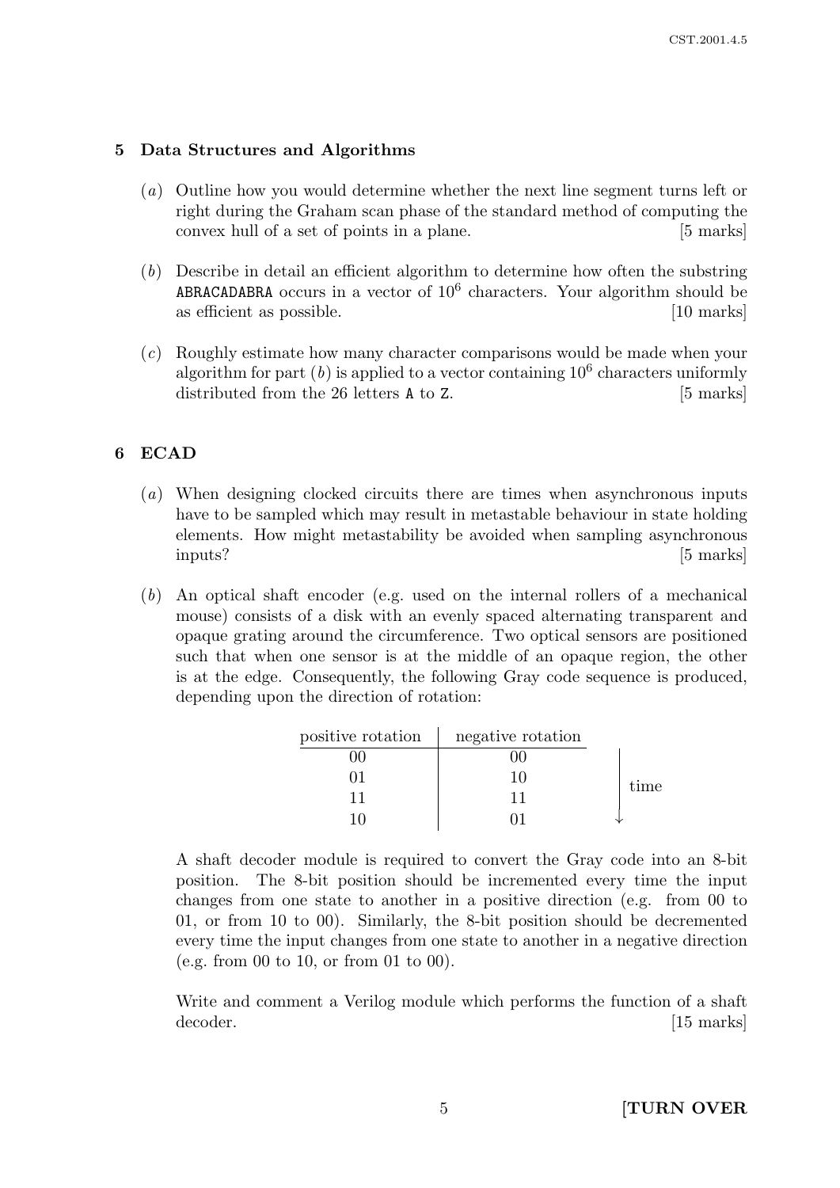## 5 Data Structures and Algorithms

(*a*) Outline how you would determine whether the next line segment turns left or right during the Graham scan phase of the standard method of computing the convex hull of a set of points in a plane. [5 marks]

(*b*) Describe in detail an efficient algorithm to determine how often the substring `ABRACADABRA` occurs in a vector of $10^6$ characters. Your algorithm should be as efficient as possible. [10 marks]

(*c*) Roughly estimate how many character comparisons would be made when your algorithm for part (*b*) is applied to a vector containing $10^6$ characters uniformly distributed from the 26 letters `A` to `Z`. [5 marks]

## 6 ECAD

(*a*) When designing clocked circuits there are times when asynchronous inputs have to be sampled which may result in metastable behaviour in state holding elements. How might metastability be avoided when sampling asynchronous inputs? [5 marks]

(*b*) An optical shaft encoder (e.g. used on the internal rollers of a mechanical mouse) consists of a disk with an evenly spaced alternating transparent and opaque grating around the circumference. Two optical sensors are positioned such that when one sensor is at the middle of an opaque region, the other is at the edge. Consequently, the following Gray code sequence is produced, depending upon the direction of rotation:

| positive rotation | negative rotation | |
|---|---|---|
| 00 | 00 | time ↓ |
| 01 | 10 | |
| 11 | 11 | |
| 10 | 01 | |

A shaft decoder module is required to convert the Gray code into an 8-bit position. The 8-bit position should be incremented every time the input changes from one state to another in a positive direction (e.g. from 00 to 01, or from 10 to 00). Similarly, the 8-bit position should be decremented every time the input changes from one state to another in a negative direction (e.g. from 00 to 10, or from 01 to 00).

Write and comment a Verilog module which performs the function of a shaft decoder. [15 marks]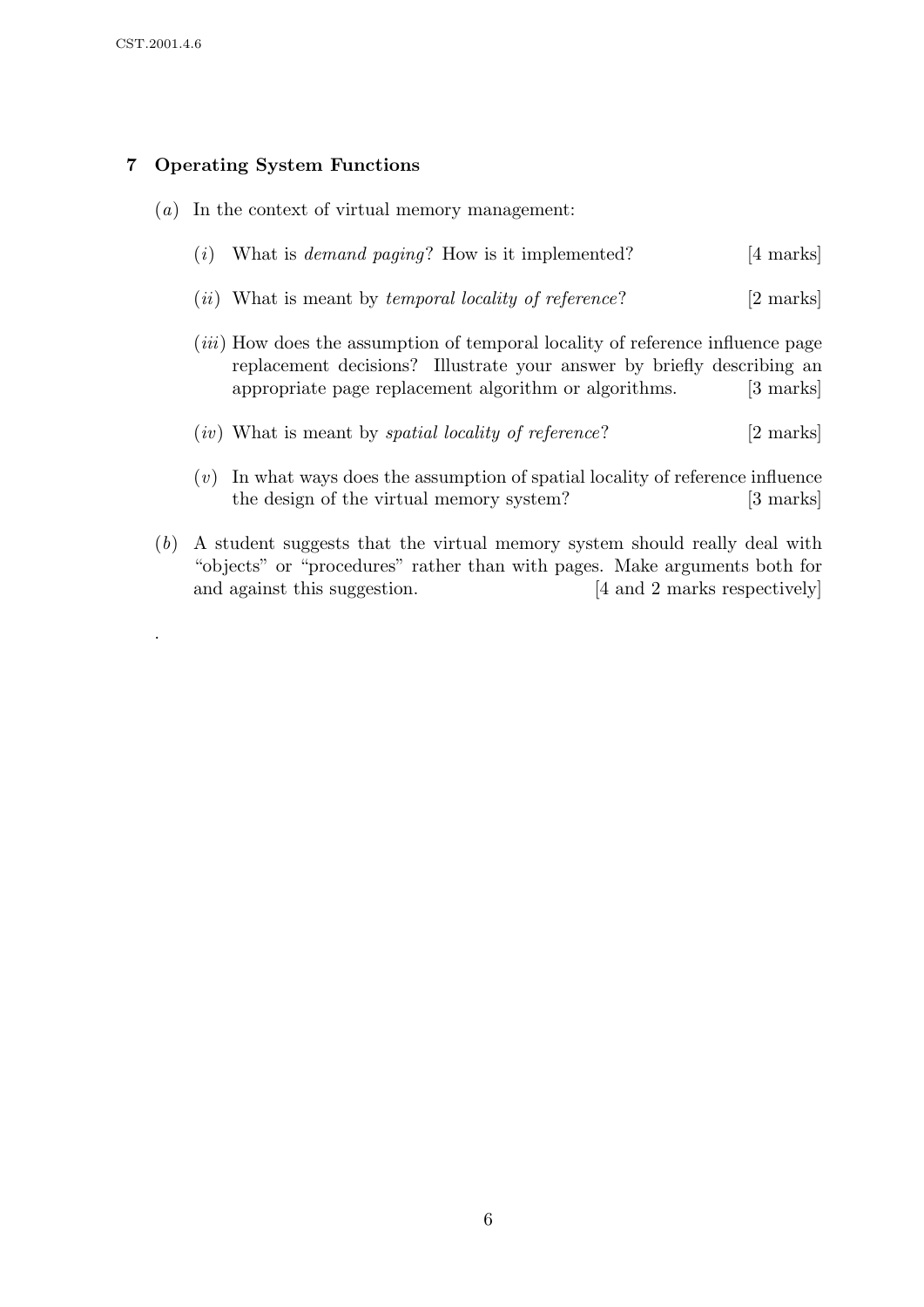## 7 Operating System Functions

(*a*) In the context of virtual memory management:

(*i*) What is *demand paging*? How is it implemented? [4 marks]

(*ii*) What is meant by *temporal locality of reference*? [2 marks]

(*iii*) How does the assumption of temporal locality of reference influence page replacement decisions? Illustrate your answer by briefly describing an appropriate page replacement algorithm or algorithms. [3 marks]

(*iv*) What is meant by *spatial locality of reference*? [2 marks]

(*v*) In what ways does the assumption of spatial locality of reference influence the design of the virtual memory system? [3 marks]

(*b*) A student suggests that the virtual memory system should really deal with "objects" or "procedures" rather than with pages. Make arguments both for and against this suggestion. [4 and 2 marks respectively]

.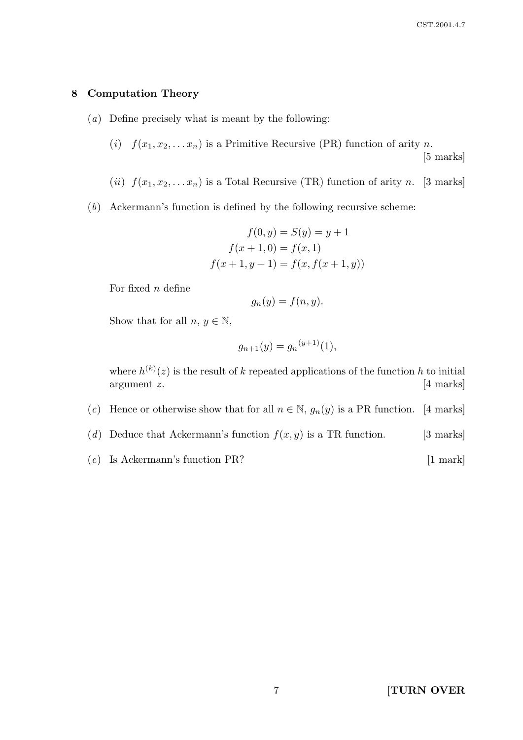## 8 Computation Theory

(*a*) Define precisely what is meant by the following:

(*i*) $f(x_1, x_2, \ldots x_n)$ is a Primitive Recursive (PR) function of arity $n$. [5 marks]

(*ii*) $f(x_1, x_2, \ldots x_n)$ is a Total Recursive (TR) function of arity $n$. [3 marks]

(*b*) Ackermann's function is defined by the following recursive scheme:

$$
\begin{aligned}
f(0, y) &= S(y) = y + 1 \\
f(x + 1, 0) &= f(x, 1) \\
f(x + 1, y + 1) &= f(x, f(x + 1, y))
\end{aligned}
$$

For fixed $n$ define

$$g_n(y) = f(n, y).$$

Show that for all $n$, $y \in \mathbb{N}$,

$$g_{n+1}(y) = {g_n}^{(y+1)}(1),$$

where $h^{(k)}(z)$ is the result of $k$ repeated applications of the function $h$ to initial argument $z$. [4 marks]

(*c*) Hence or otherwise show that for all $n \in \mathbb{N}$, $g_n(y)$ is a PR function. [4 marks]

(*d*) Deduce that Ackermann's function $f(x, y)$ is a TR function. [3 marks]

(*e*) Is Ackermann's function PR? [1 mark]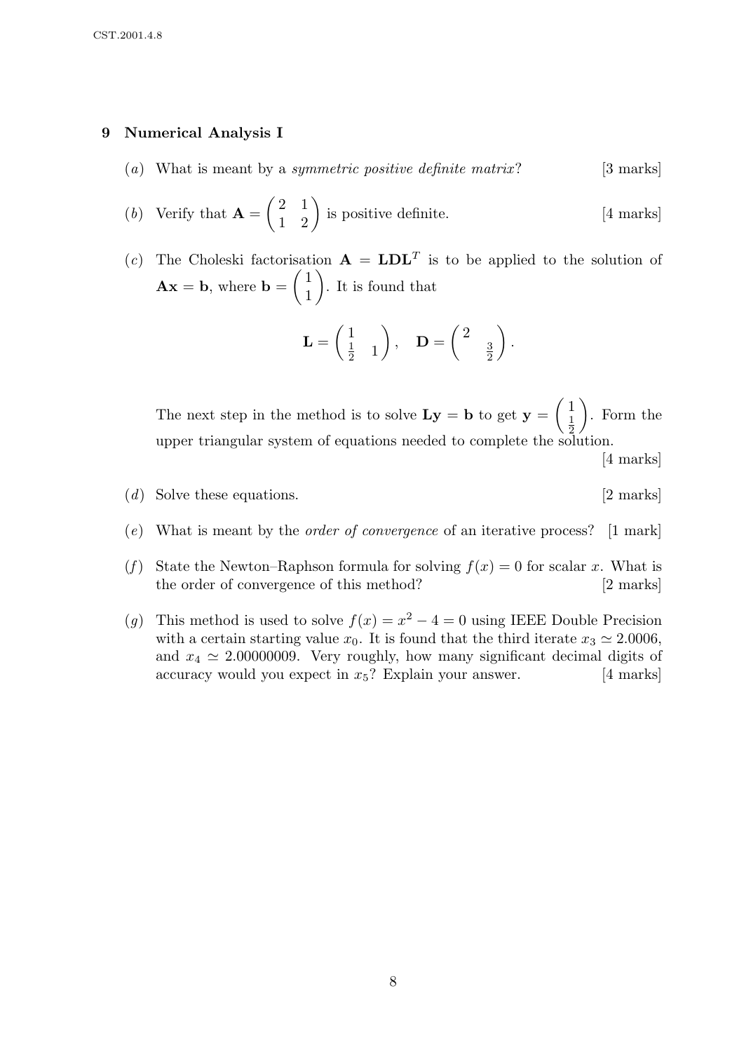## 9 Numerical Analysis I

(*a*) What is meant by a *symmetric positive definite matrix*? [3 marks]

(*b*) Verify that $\mathbf{A} = \begin{pmatrix} 2 & 1 \\ 1 & 2 \end{pmatrix}$ is positive definite. [4 marks]

(*c*) The Choleski factorisation $\mathbf{A} = \mathbf{LDL}^T$ is to be applied to the solution of $\mathbf{Ax} = \mathbf{b}$, where $\mathbf{b} = \begin{pmatrix} 1 \\ 1 \end{pmatrix}$. It is found that

$$\mathbf{L} = \begin{pmatrix} 1 & \\ \frac{1}{2} & 1 \end{pmatrix}, \quad \mathbf{D} = \begin{pmatrix} 2 & \\ & \frac{3}{2} \end{pmatrix}.$$

The next step in the method is to solve $\mathbf{Ly} = \mathbf{b}$ to get $\mathbf{y} = \begin{pmatrix} 1 \\ \frac{1}{2} \end{pmatrix}$. Form the upper triangular system of equations needed to complete the solution. [4 marks]

(*d*) Solve these equations. [2 marks]

(*e*) What is meant by the *order of convergence* of an iterative process? [1 mark]

(*f*) State the Newton–Raphson formula for solving $f(x) = 0$ for scalar $x$. What is the order of convergence of this method? [2 marks]

(*g*) This method is used to solve $f(x) = x^2 - 4 = 0$ using IEEE Double Precision with a certain starting value $x_0$. It is found that the third iterate $x_3 \simeq 2.0006$, and $x_4 \simeq 2.00000009$. Very roughly, how many significant decimal digits of accuracy would you expect in $x_5$? Explain your answer. [4 marks]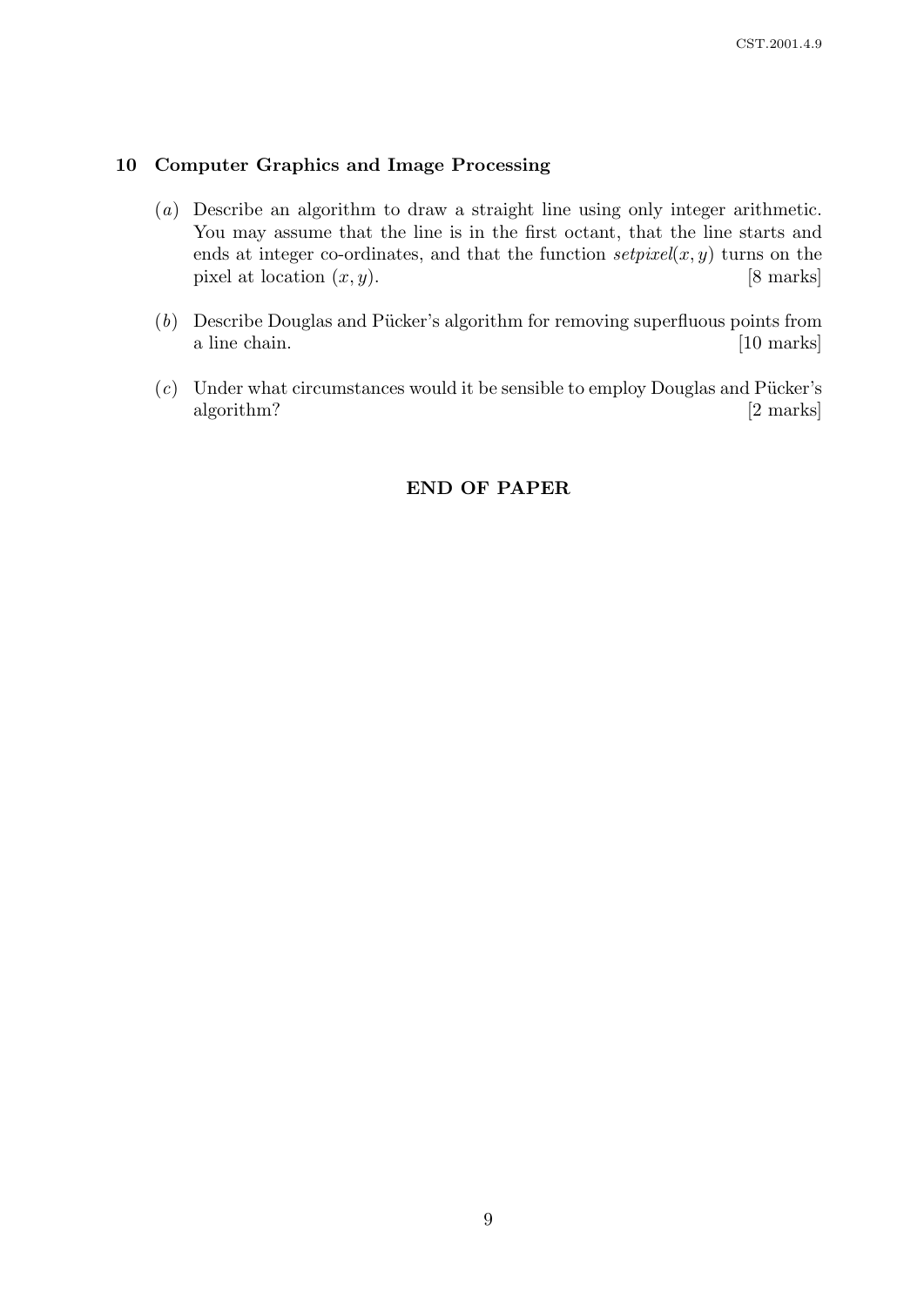## 10 Computer Graphics and Image Processing

(*a*) Describe an algorithm to draw a straight line using only integer arithmetic. You may assume that the line is in the first octant, that the line starts and ends at integer co-ordinates, and that the function *setpixel*$(x, y)$ turns on the pixel at location $(x, y)$. [8 marks]

(*b*) Describe Douglas and Pücker's algorithm for removing superfluous points from a line chain. [10 marks]

(*c*) Under what circumstances would it be sensible to employ Douglas and Pücker's algorithm? [2 marks]

**END OF PAPER**